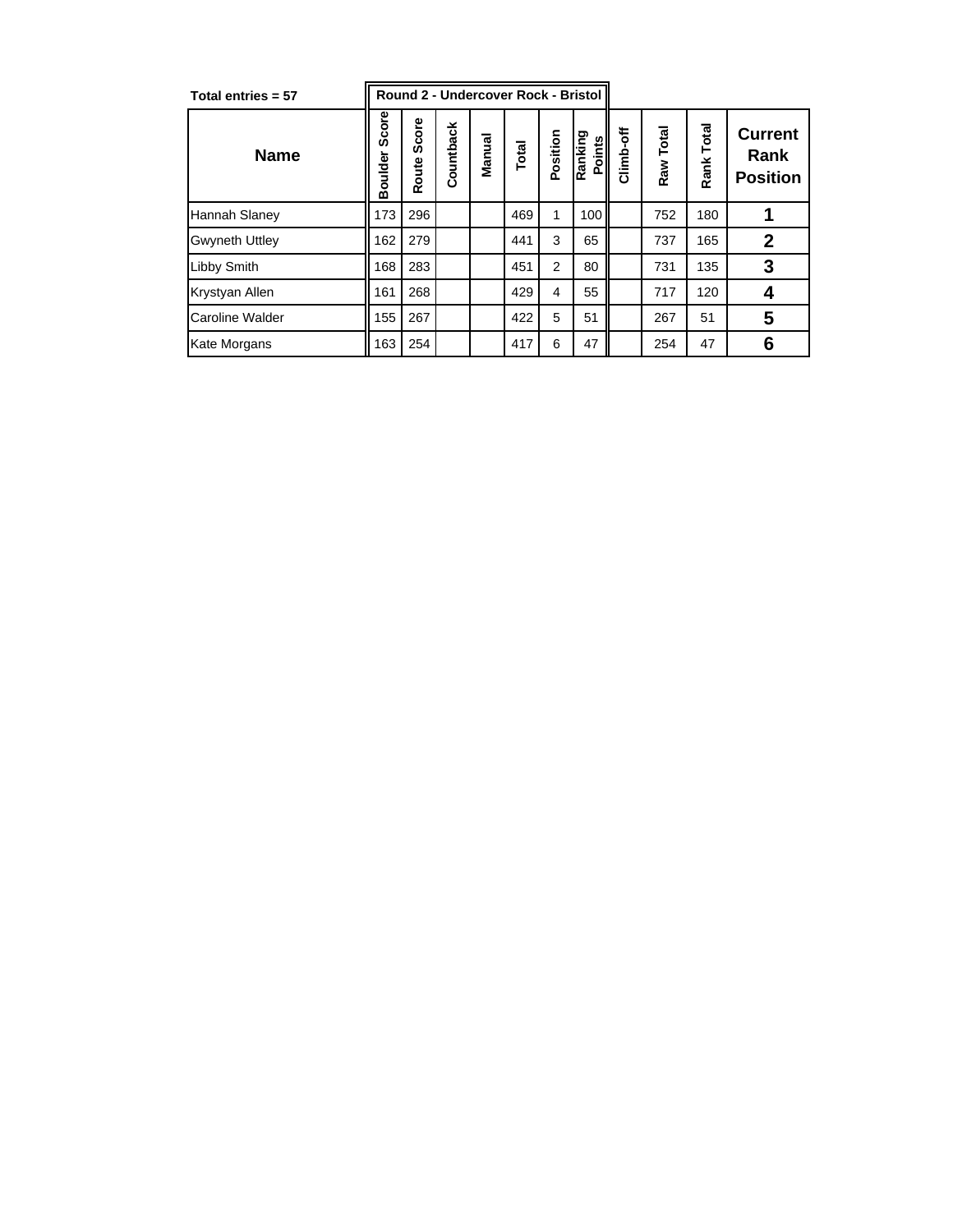| Total entries = 57 | Round 2 - Undercover Rock - Bristol | | | | | | | | | | |
|---|---|---|---|---|---|---|---|---|---|---|---|
| **Name** | **Boulder Score** | **Route Score** | **Countback** | **Manual** | **Total** | **Position** | **Ranking Points** | **Climb-off** | **Raw Total** | **Rank Total** | **Current Rank Position** |
| Hannah Slaney | 173 | 296 | | | 469 | 1 | 100 | | 752 | 180 | **1** |
| Gwyneth Uttley | 162 | 279 | | | 441 | 3 | 65 | | 737 | 165 | **2** |
| Libby Smith | 168 | 283 | | | 451 | 2 | 80 | | 731 | 135 | **3** |
| Krystyan Allen | 161 | 268 | | | 429 | 4 | 55 | | 717 | 120 | **4** |
| Caroline Walder | 155 | 267 | | | 422 | 5 | 51 | | 267 | 51 | **5** |
| Kate Morgans | 163 | 254 | | | 417 | 6 | 47 | | 254 | 47 | **6** |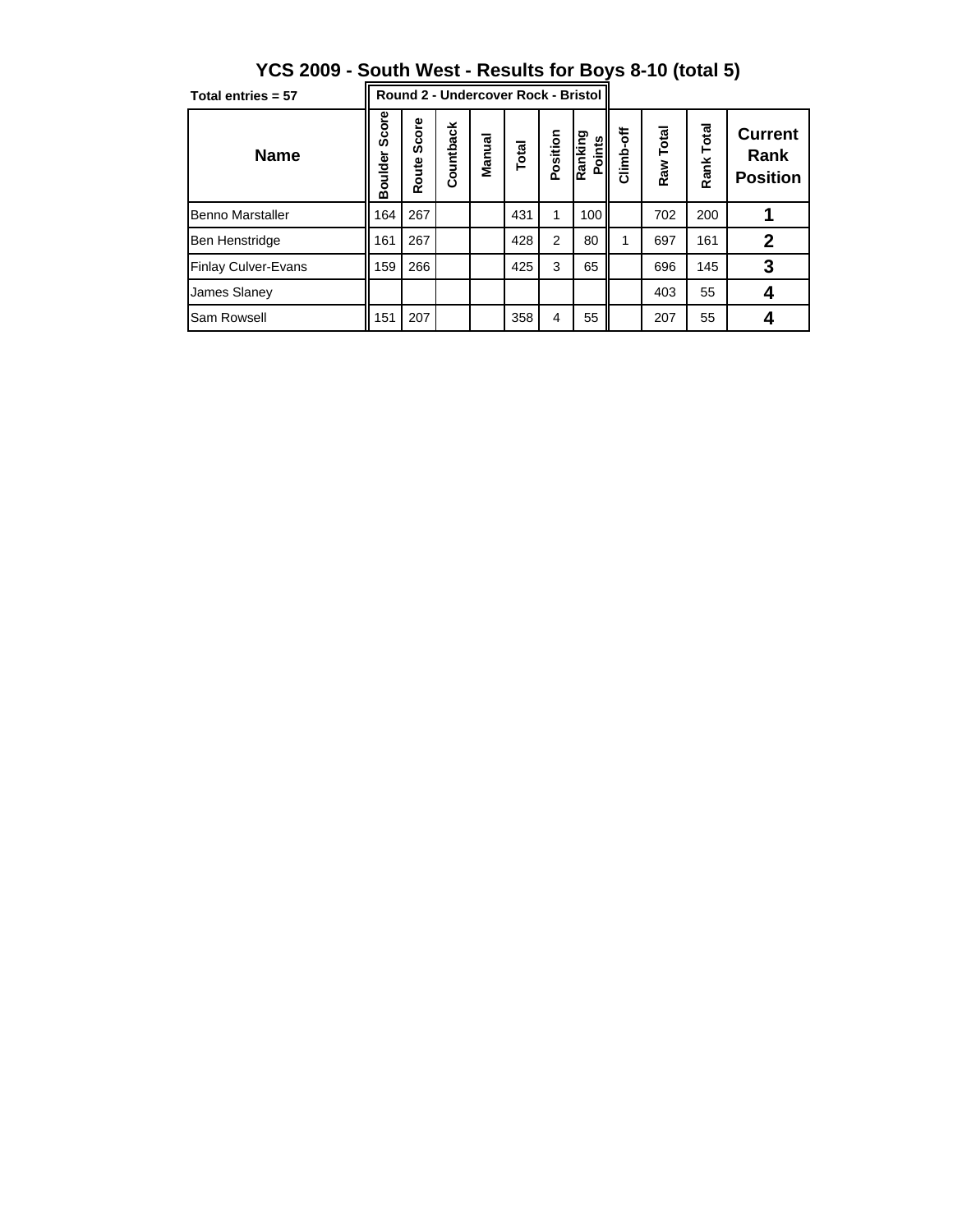# YCS 2009 - South West - Results for Boys 8-10 (total 5)

| Total entries = 57 | Round 2 - Undercover Rock - Bristol | | | | | | | | | | |
|---|---|---|---|---|---|---|---|---|---|---|---|
| **Name** | **Boulder Score** | **Route Score** | **Countback** | **Manual** | **Total** | **Position** | **Ranking Points** | **Climb-off** | **Raw Total** | **Rank Total** | **Current Rank Position** |
| Benno Marstaller | 164 | 267 | | | 431 | 1 | 100 | | 702 | 200 | **1** |
| Ben Henstridge | 161 | 267 | | | 428 | 2 | 80 | 1 | 697 | 161 | **2** |
| Finlay Culver-Evans | 159 | 266 | | | 425 | 3 | 65 | | 696 | 145 | **3** |
| James Slaney | | | | | | | | | 403 | 55 | **4** |
| Sam Rowsell | 151 | 207 | | | 358 | 4 | 55 | | 207 | 55 | **4** |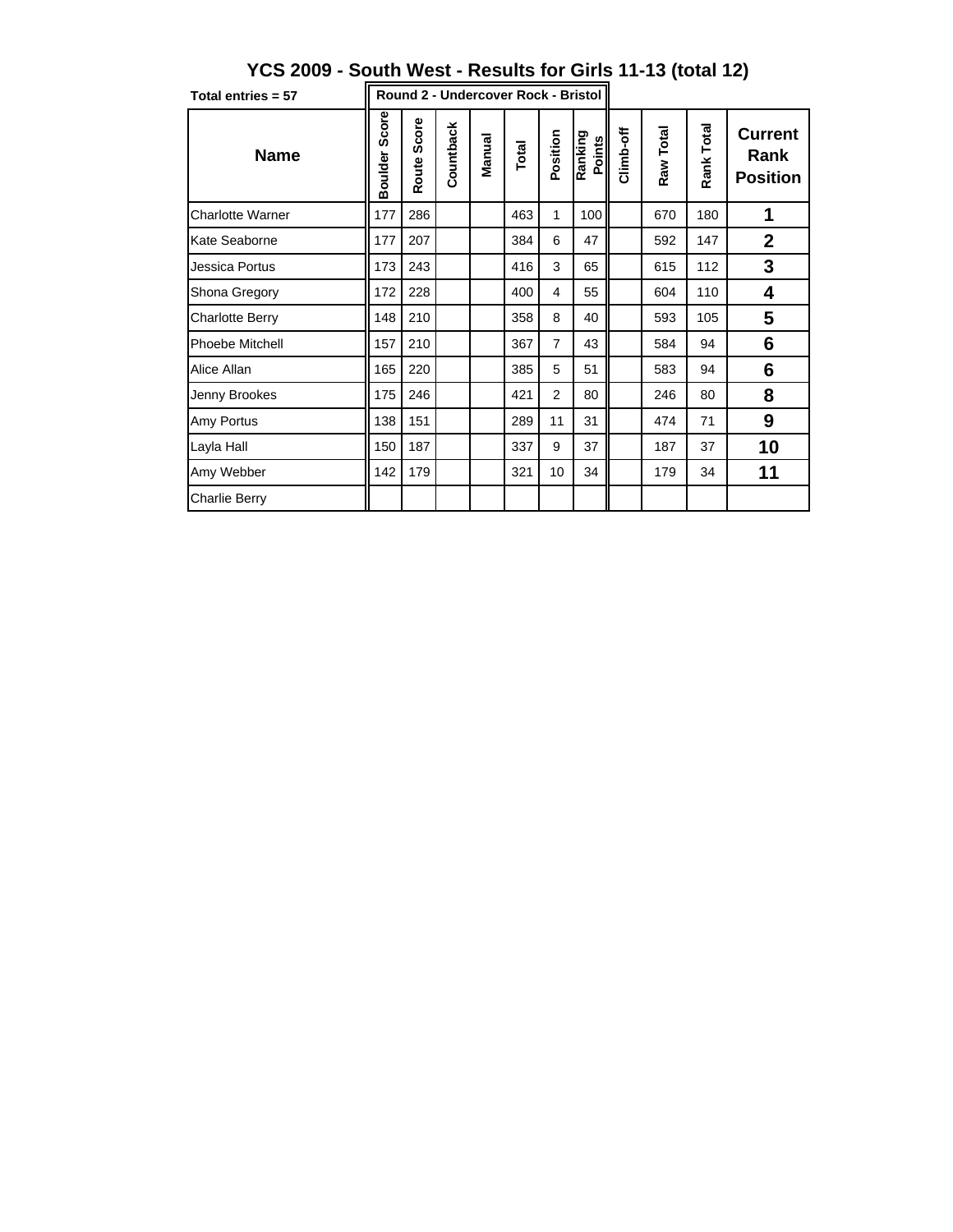# YCS 2009 - South West - Results for Girls 11-13 (total 12)

Total entries = 57

| Name | Round 2 - Undercover Rock - Bristol | | | | | | | Climb-off | Raw Total | Rank Total | Current Rank Position |
|---|---|---|---|---|---|---|---|---|---|---|---|
| | Boulder Score | Route Score | Countback | Manual | Total | Position | Ranking Points | | | | |
| Charlotte Warner | 177 | 286 | | | 463 | 1 | 100 | | 670 | 180 | **1** |
| Kate Seaborne | 177 | 207 | | | 384 | 6 | 47 | | 592 | 147 | **2** |
| Jessica Portus | 173 | 243 | | | 416 | 3 | 65 | | 615 | 112 | **3** |
| Shona Gregory | 172 | 228 | | | 400 | 4 | 55 | | 604 | 110 | **4** |
| Charlotte Berry | 148 | 210 | | | 358 | 8 | 40 | | 593 | 105 | **5** |
| Phoebe Mitchell | 157 | 210 | | | 367 | 7 | 43 | | 584 | 94 | **6** |
| Alice Allan | 165 | 220 | | | 385 | 5 | 51 | | 583 | 94 | **6** |
| Jenny Brookes | 175 | 246 | | | 421 | 2 | 80 | | 246 | 80 | **8** |
| Amy Portus | 138 | 151 | | | 289 | 11 | 31 | | 474 | 71 | **9** |
| Layla Hall | 150 | 187 | | | 337 | 9 | 37 | | 187 | 37 | **10** |
| Amy Webber | 142 | 179 | | | 321 | 10 | 34 | | 179 | 34 | **11** |
| Charlie Berry | | | | | | | | | | | |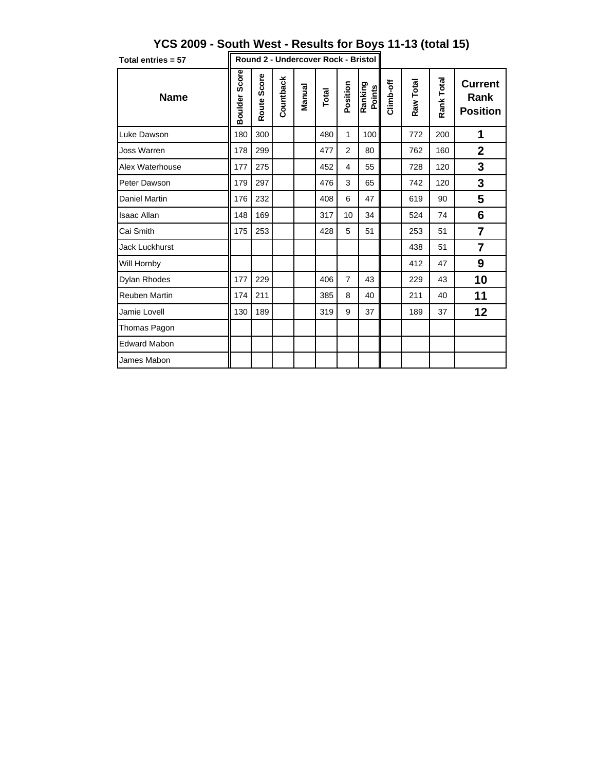# YCS 2009 - South West - Results for Boys 11-13 (total 15)

Total entries = 57

| Name | Round 2 - Undercover Rock - Bristol | | | | | | | Climb-off | Raw Total | Rank Total | Current Rank Position |
|---|---|---|---|---|---|---|---|---|---|---|---|
| | Boulder Score | Route Score | Countback | Manual | Total | Position | Ranking Points | | | | |
| Luke Dawson | 180 | 300 | | | 480 | 1 | 100 | | 772 | 200 | **1** |
| Joss Warren | 178 | 299 | | | 477 | 2 | 80 | | 762 | 160 | **2** |
| Alex Waterhouse | 177 | 275 | | | 452 | 4 | 55 | | 728 | 120 | **3** |
| Peter Dawson | 179 | 297 | | | 476 | 3 | 65 | | 742 | 120 | **3** |
| Daniel Martin | 176 | 232 | | | 408 | 6 | 47 | | 619 | 90 | **5** |
| Isaac Allan | 148 | 169 | | | 317 | 10 | 34 | | 524 | 74 | **6** |
| Cai Smith | 175 | 253 | | | 428 | 5 | 51 | | 253 | 51 | **7** |
| Jack Luckhurst | | | | | | | | | 438 | 51 | **7** |
| Will Hornby | | | | | | | | | 412 | 47 | **9** |
| Dylan Rhodes | 177 | 229 | | | 406 | 7 | 43 | | 229 | 43 | **10** |
| Reuben Martin | 174 | 211 | | | 385 | 8 | 40 | | 211 | 40 | **11** |
| Jamie Lovell | 130 | 189 | | | 319 | 9 | 37 | | 189 | 37 | **12** |
| Thomas Pagon | | | | | | | | | | | |
| Edward Mabon | | | | | | | | | | | |
| James Mabon | | | | | | | | | | | |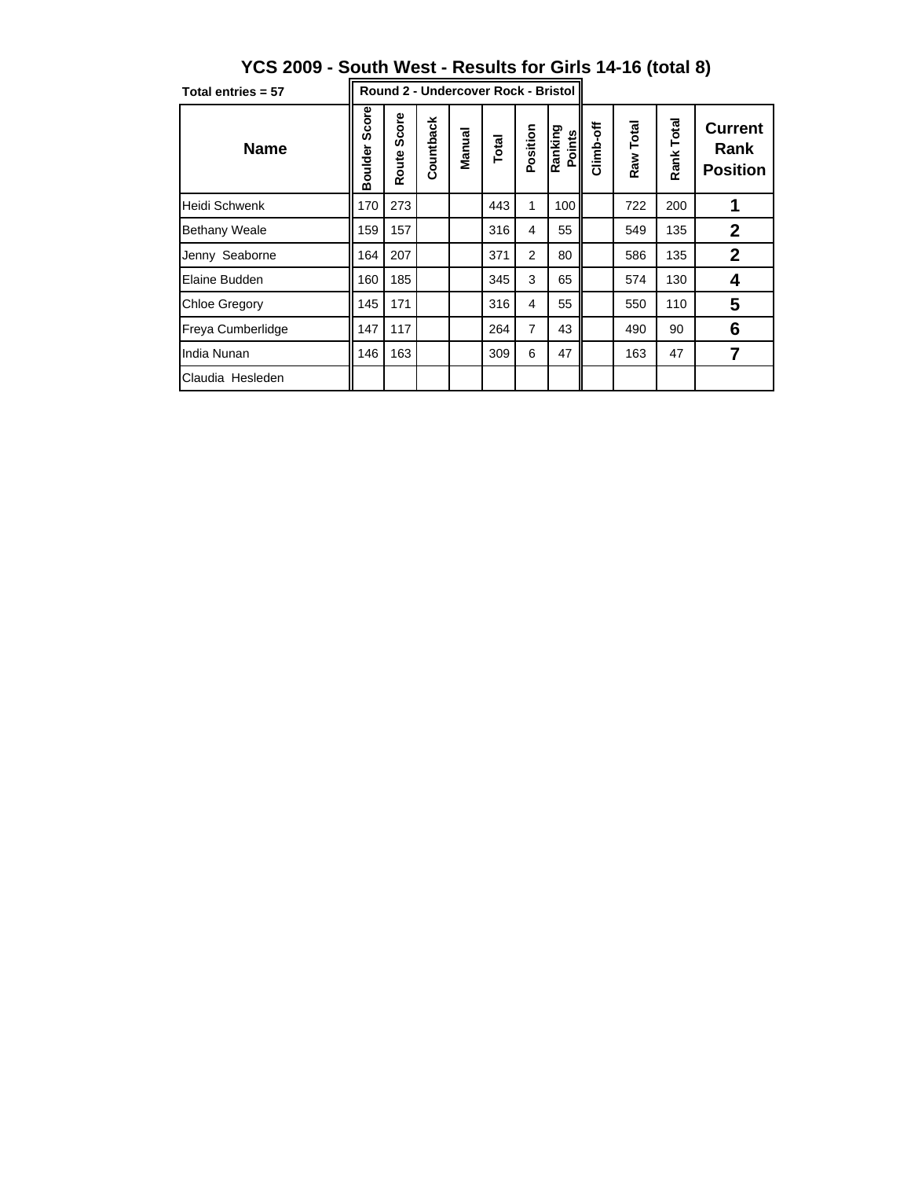# YCS 2009 - South West - Results for Girls 14-16 (total 8)

| Total entries = 57 | Round 2 - Undercover Rock - Bristol | | | | | | | | | | |
|---|---|---|---|---|---|---|---|---|---|---|---|
| **Name** | Boulder Score | Route Score | Countback | Manual | Total | Position | Ranking Points | Climb-off | Raw Total | Rank Total | **Current Rank Position** |
| Heidi Schwenk | 170 | 273 | | | 443 | 1 | 100 | | 722 | 200 | **1** |
| Bethany Weale | 159 | 157 | | | 316 | 4 | 55 | | 549 | 135 | **2** |
| Jenny Seaborne | 164 | 207 | | | 371 | 2 | 80 | | 586 | 135 | **2** |
| Elaine Budden | 160 | 185 | | | 345 | 3 | 65 | | 574 | 130 | **4** |
| Chloe Gregory | 145 | 171 | | | 316 | 4 | 55 | | 550 | 110 | **5** |
| Freya Cumberlidge | 147 | 117 | | | 264 | 7 | 43 | | 490 | 90 | **6** |
| India Nunan | 146 | 163 | | | 309 | 6 | 47 | | 163 | 47 | **7** |
| Claudia Hesleden | | | | | | | | | | | |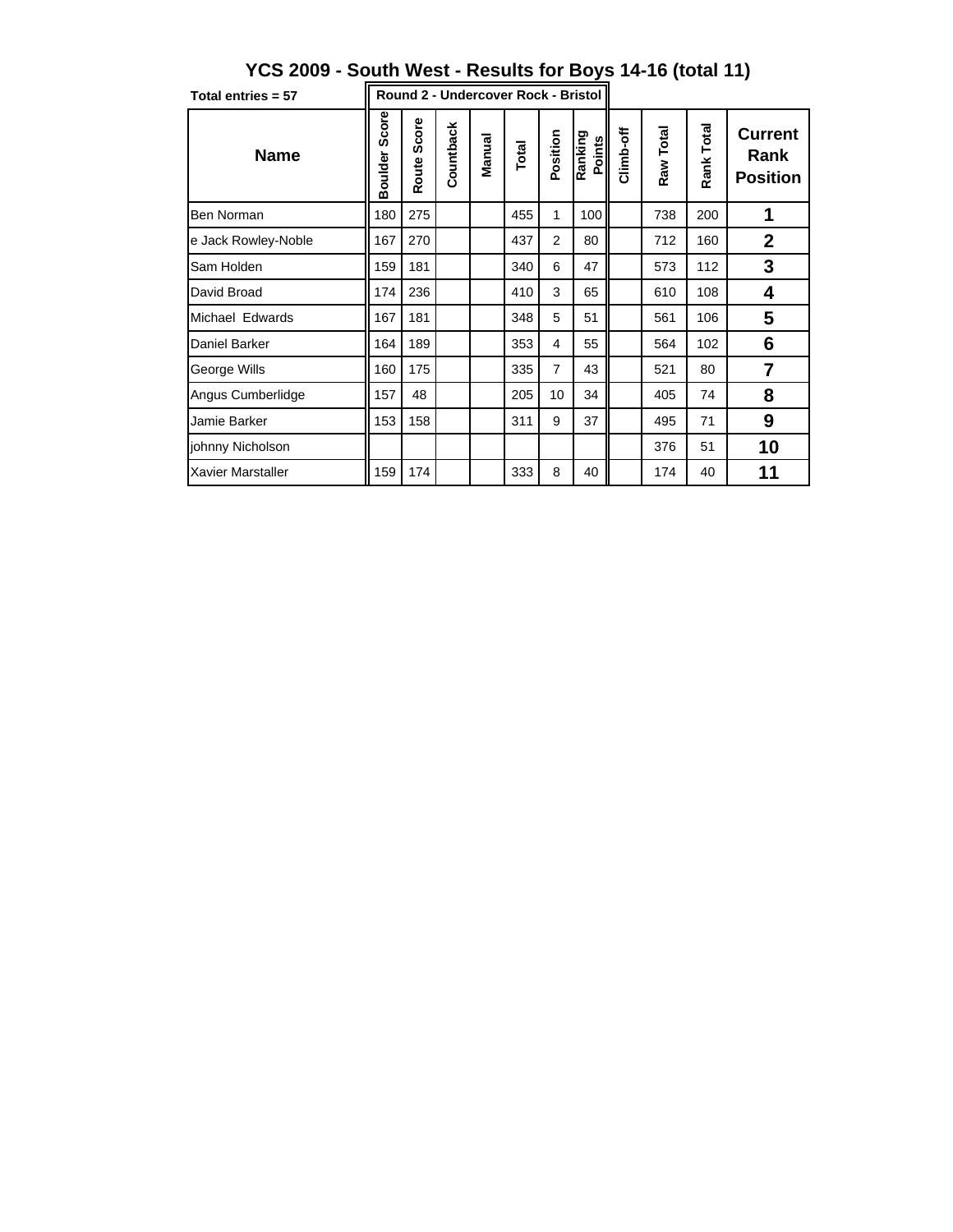# YCS 2009 - South West - Results for Boys 14-16 (total 11)

Total entries = 57

| Name | Round 2 - Undercover Rock - Bristol | | | | | | | | | | |
|---|---|---|---|---|---|---|---|---|---|---|---|
| | Boulder Score | Route Score | Countback | Manual | Total | Position | Ranking Points | Climb-off | Raw Total | Rank Total | Current Rank Position |
| Ben Norman | 180 | 275 | | | 455 | 1 | 100 | | 738 | 200 | **1** |
| e Jack Rowley-Noble | 167 | 270 | | | 437 | 2 | 80 | | 712 | 160 | **2** |
| Sam Holden | 159 | 181 | | | 340 | 6 | 47 | | 573 | 112 | **3** |
| David Broad | 174 | 236 | | | 410 | 3 | 65 | | 610 | 108 | **4** |
| Michael Edwards | 167 | 181 | | | 348 | 5 | 51 | | 561 | 106 | **5** |
| Daniel Barker | 164 | 189 | | | 353 | 4 | 55 | | 564 | 102 | **6** |
| George Wills | 160 | 175 | | | 335 | 7 | 43 | | 521 | 80 | **7** |
| Angus Cumberlidge | 157 | 48 | | | 205 | 10 | 34 | | 405 | 74 | **8** |
| Jamie Barker | 153 | 158 | | | 311 | 9 | 37 | | 495 | 71 | **9** |
| johnny Nicholson | | | | | | | | | 376 | 51 | **10** |
| Xavier Marstaller | 159 | 174 | | | 333 | 8 | 40 | | 174 | 40 | **11** |